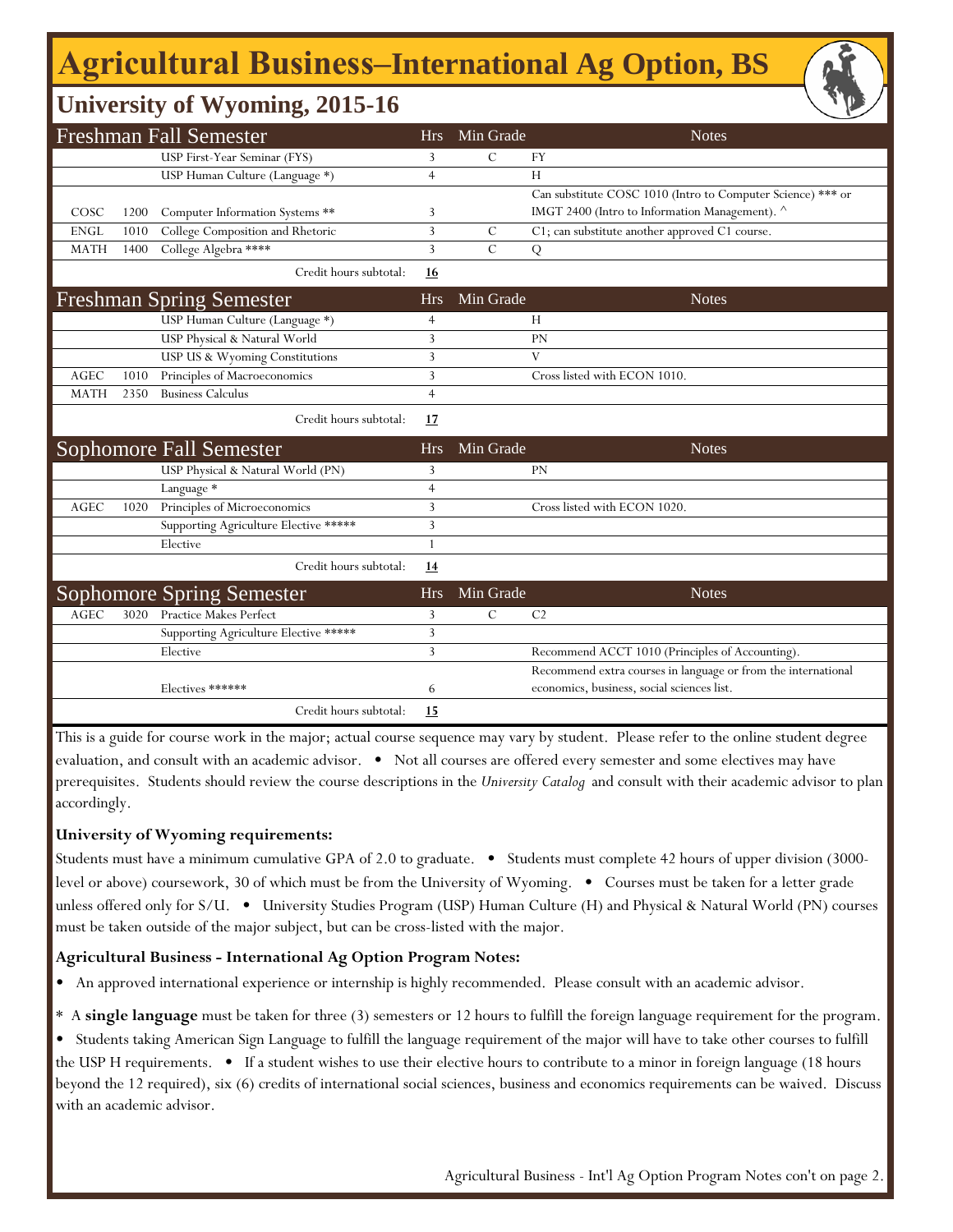# Agricultural Business–International Ag Option, BS

## University of Wyoming, 2015-16

| Freshman Fall Semester | | | Hrs | Min Grade | Notes |
|---|---|---|---|---|---|
| | | USP First-Year Seminar (FYS) | 3 | C | FY |
| | | USP Human Culture (Language *) | 4 | | H |
| COSC | 1200 | Computer Information Systems ** | 3 | | Can substitute COSC 1010 (Intro to Computer Science) *** or IMGT 2400 (Intro to Information Management). ^ |
| ENGL | 1010 | College Composition and Rhetoric | 3 | C | C1; can substitute another approved C1 course. |
| MATH | 1400 | College Algebra **** | 3 | C | Q |
| | | Credit hours subtotal: | **16** | | |

| Freshman Spring Semester | | | Hrs | Min Grade | Notes |
|---|---|---|---|---|---|
| | | USP Human Culture (Language *) | 4 | | H |
| | | USP Physical & Natural World | 3 | | PN |
| | | USP US & Wyoming Constitutions | 3 | | V |
| AGEC | 1010 | Principles of Macroeconomics | 3 | | Cross listed with ECON 1010. |
| MATH | 2350 | Business Calculus | 4 | | |
| | | Credit hours subtotal: | **17** | | |

| Sophomore Fall Semester | | | Hrs | Min Grade | Notes |
|---|---|---|---|---|---|
| | | USP Physical & Natural World (PN) | 3 | | PN |
| | | Language * | 4 | | |
| AGEC | 1020 | Principles of Microeconomics | 3 | | Cross listed with ECON 1020. |
| | | Supporting Agriculture Elective ***** | 3 | | |
| | | Elective | 1 | | |
| | | Credit hours subtotal: | **14** | | |

| Sophomore Spring Semester | | | Hrs | Min Grade | Notes |
|---|---|---|---|---|---|
| AGEC | 3020 | Practice Makes Perfect | 3 | C | C2 |
| | | Supporting Agriculture Elective ***** | 3 | | |
| | | Elective | 3 | | Recommend ACCT 1010 (Principles of Accounting). |
| | | Electives ****** | 6 | | Recommend extra courses in language or from the international economics, business, social sciences list. |
| | | Credit hours subtotal: | **15** | | |

This is a guide for course work in the major; actual course sequence may vary by student. Please refer to the online student degree evaluation, and consult with an academic advisor. • Not all courses are offered every semester and some electives may have prerequisites. Students should review the course descriptions in the *University Catalog* and consult with their academic advisor to plan accordingly.

**University of Wyoming requirements:**

Students must have a minimum cumulative GPA of 2.0 to graduate. • Students must complete 42 hours of upper division (3000-level or above) coursework, 30 of which must be from the University of Wyoming. • Courses must be taken for a letter grade unless offered only for S/U. • University Studies Program (USP) Human Culture (H) and Physical & Natural World (PN) courses must be taken outside of the major subject, but can be cross-listed with the major.

**Agricultural Business - International Ag Option Program Notes:**

- An approved international experience or internship is highly recommended. Please consult with an academic advisor.

* A **single language** must be taken for three (3) semesters or 12 hours to fulfill the foreign language requirement for the program. • Students taking American Sign Language to fulfill the language requirement of the major will have to take other courses to fulfill the USP H requirements. • If a student wishes to use their elective hours to contribute to a minor in foreign language (18 hours beyond the 12 required), six (6) credits of international social sciences, business and economics requirements can be waived. Discuss with an academic advisor.

Agricultural Business - Int'l Ag Option Program Notes con't on page 2.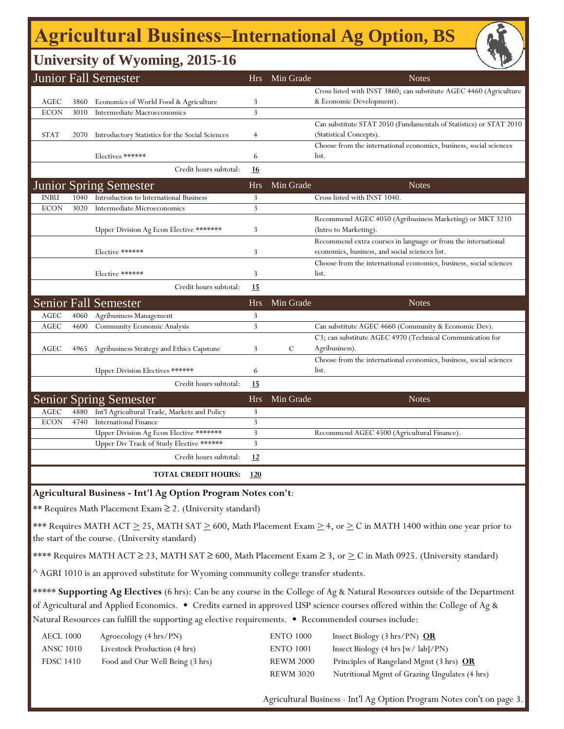# Agricultural Business–International Ag Option, BS

## University of Wyoming, 2015-16

| Junior Fall Semester | | | Hrs | Min Grade | Notes |
|---|---|---|---|---|---|
| AGEC | 3860 | Economics of World Food & Agriculture | 3 | | Cross listed with INST 3860; can substitute AGEC 4460 (Agriculture & Economic Development). |
| ECON | 3010 | Intermediate Macroeconomics | 3 | | |
| STAT | 2070 | Introductory Statistics for the Social Sciences | 4 | | Can substitute STAT 2050 (Fundamentals of Statistics) or STAT 2010 (Statistical Concepts). |
| | | Electives ****** | 6 | | Choose from the international economics, business, social sciences list. |
| | | Credit hours subtotal: | **16** | | |

| Junior Spring Semester | | | Hrs | Min Grade | Notes |
|---|---|---|---|---|---|
| INBU | 1040 | Introduction to International Business | 3 | | Cross listed with INST 1040. |
| ECON | 3020 | Intermediate Microeconomics | 3 | | |
| | | Upper Division Ag Econ Elective ******* | 3 | | Recommend AGEC 4050 (Agribusiness Marketing) or MKT 3210 (Intro to Marketing). |
| | | Elective ****** | 3 | | Recommend extra courses in language or from the international economics, business, and social sciences list. |
| | | Elective ****** | 3 | | Choose from the international economics, business, social sciences list. |
| | | Credit hours subtotal: | **15** | | |

| Senior Fall Semester | | | Hrs | Min Grade | Notes |
|---|---|---|---|---|---|
| AGEC | 4060 | Agribusiness Management | 3 | | |
| AGEC | 4600 | Community Economic Analysis | 3 | | Can substitute AGEC 4660 (Community & Economic Dev). |
| AGEC | 4965 | Agribusiness Strategy and Ethics Capstone | 3 | C | C3; can substitute AGEC 4970 (Technical Communication for Agribusiness). |
| | | Upper Division Electives ****** | 6 | | Choose from the international economics, business, social sciences list. |
| | | Credit hours subtotal: | **15** | | |

| Senior Spring Semester | | | Hrs | Min Grade | Notes |
|---|---|---|---|---|---|
| AGEC | 4880 | Int'l Agricultural Trade, Markets and Policy | 3 | | |
| ECON | 4740 | International Finance | 3 | | |
| | | Upper Division Ag Econ Elective ******* | 3 | | Recommend AGEC 4500 (Agricultural Finance). |
| | | Upper Div Track of Study Elective ****** | 3 | | |
| | | Credit hours subtotal: | **12** | | |
| | | **TOTAL CREDIT HOURS:** | **120** | | |

**Agricultural Business - Int'l Ag Option Program Notes con't**:

** Requires Math Placement Exam ≥ 2. (University standard)

*** Requires MATH ACT ≥ 25, MATH SAT ≥ 600, Math Placement Exam ≥ 4, or ≥ C in MATH 1400 within one year prior to the start of the course. (University standard)

**** Requires MATH ACT ≥ 23, MATH SAT ≥ 600, Math Placement Exam ≥ 3, or ≥ C in Math 0925. (University standard)

^ AGRI 1010 is an approved substitute for Wyoming community college transfer students.

***** **Supporting Ag Electives** (6 hrs): Can be any course in the College of Ag & Natural Resources outside of the Department of Agricultural and Applied Economics. • Credits earned in approved USP science courses offered within the College of Ag & Natural Resources can fulfill the supporting ag elective requirements. • Recommended courses include:

| | | | |
|---|---|---|---|
| AECL 1000 | Agroecology (4 hrs/PN) | ENTO 1000 | Insect Biology (3 hrs/PN) **OR** |
| ANSC 1010 | Livestock Production (4 hrs) | ENTO 1001 | Insect Biology (4 hrs [w/ lab]/PN) |
| FDSC 1410 | Food and Our Well Being (3 hrs) | REWM 2000 | Principles of Rangeland Mgmt (3 hrs) **OR** |
| | | REWM 3020 | Nutritional Mgmt of Grazing Ungulates (4 hrs) |

Agricultural Business - Int'l Ag Option Program Notes con't on page 3.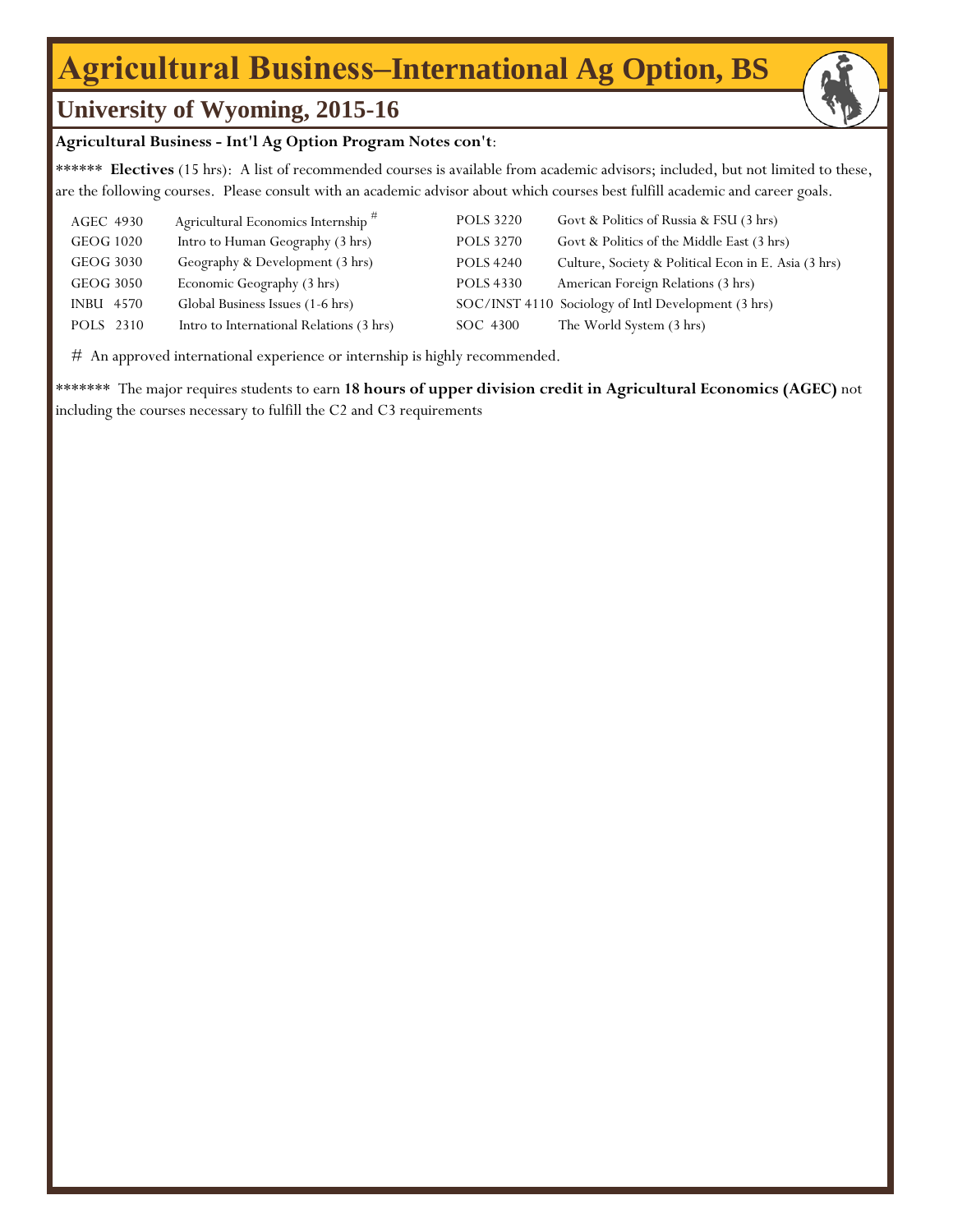# Agricultural Business–International Ag Option, BS

## University of Wyoming, 2015-16

**Agricultural Business - Int'l Ag Option Program Notes con't**:

****** **Electives** (15 hrs): A list of recommended courses is available from academic advisors; included, but not limited to these, are the following courses. Please consult with an academic advisor about which courses best fulfill academic and career goals.

| Course | Title | Course | Title |
|---|---|---|---|
| AGEC 4930 | Agricultural Economics Internship # | POLS 3220 | Govt & Politics of Russia & FSU (3 hrs) |
| GEOG 1020 | Intro to Human Geography (3 hrs) | POLS 3270 | Govt & Politics of the Middle East (3 hrs) |
| GEOG 3030 | Geography & Development (3 hrs) | POLS 4240 | Culture, Society & Political Econ in E. Asia (3 hrs) |
| GEOG 3050 | Economic Geography (3 hrs) | POLS 4330 | American Foreign Relations (3 hrs) |
| INBU 4570 | Global Business Issues (1-6 hrs) | SOC/INST 4110 | Sociology of Intl Development (3 hrs) |
| POLS 2310 | Intro to International Relations (3 hrs) | SOC 4300 | The World System (3 hrs) |

# An approved international experience or internship is highly recommended.

******* The major requires students to earn **18 hours of upper division credit in Agricultural Economics (AGEC)** not including the courses necessary to fulfill the C2 and C3 requirements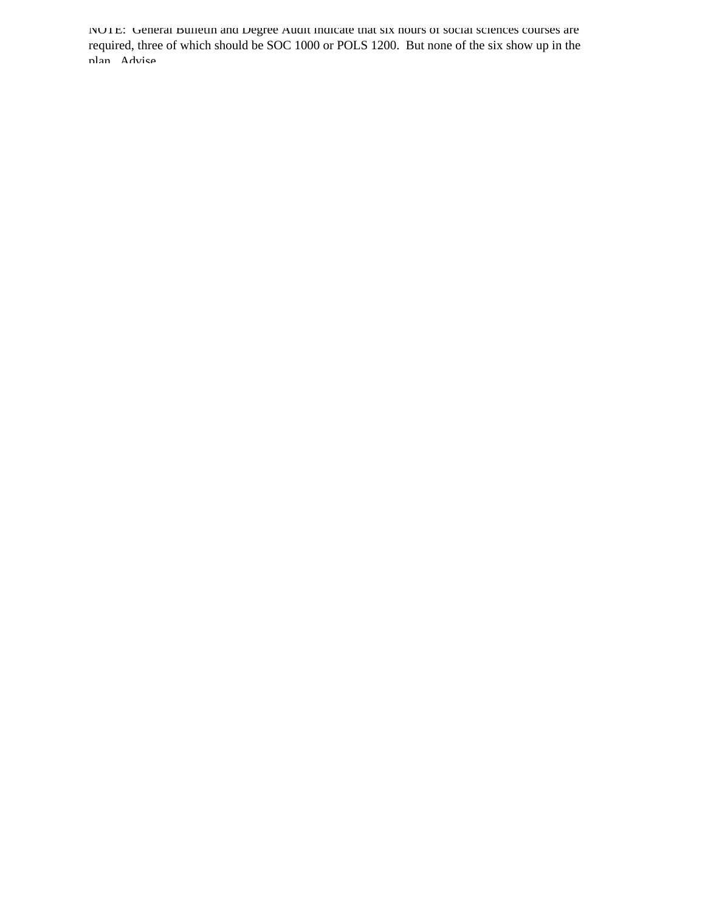NOTE: General Bulletin and Degree Audit indicate that six hours of social sciences courses are required, three of which should be SOC 1000 or POLS 1200. But none of the six show up in the plan. Advise.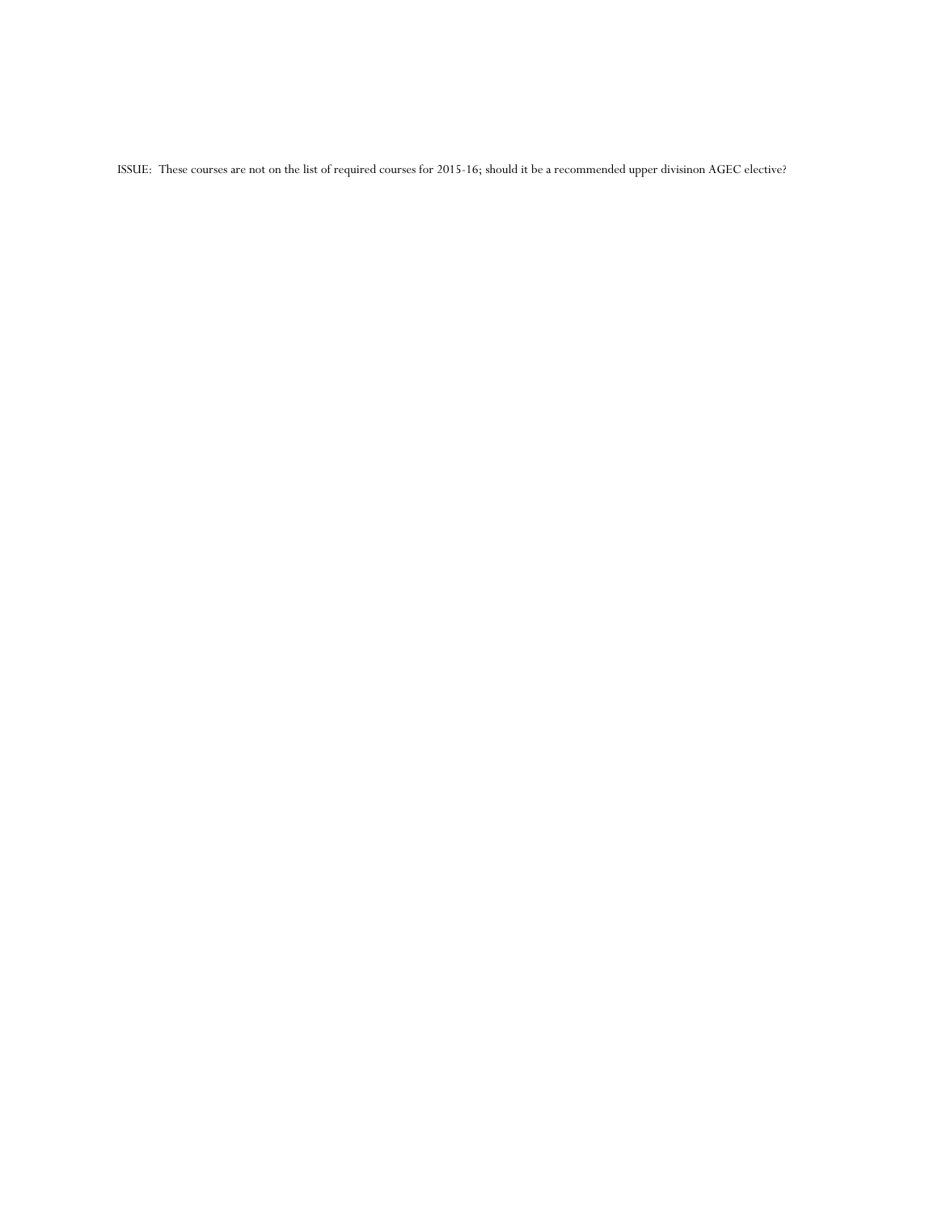ISSUE: These courses are not on the list of required courses for 2015-16; should it be a recommended upper divisinon AGEC elective?